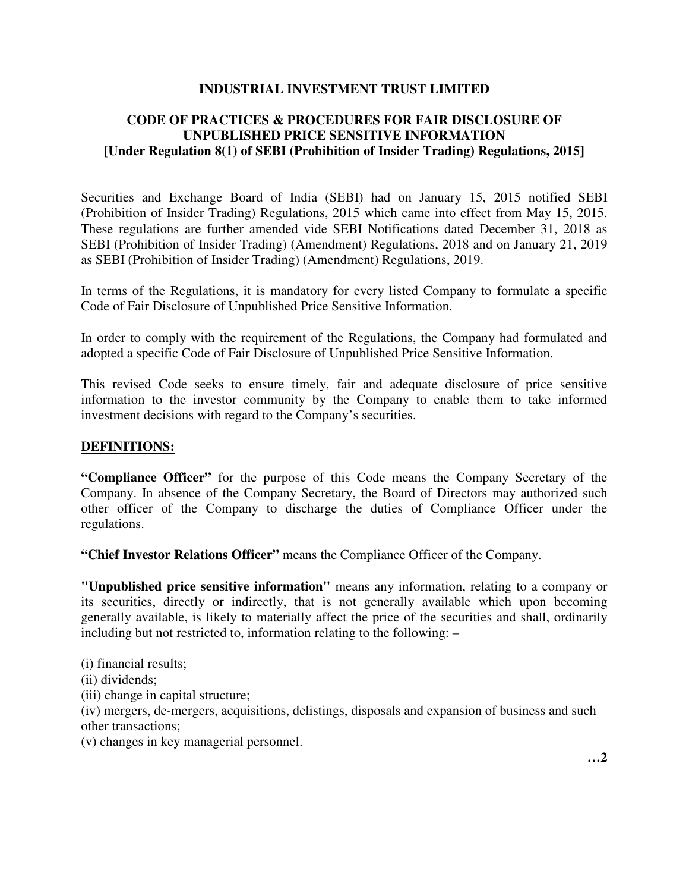# INDUSTRIAL INVESTMENT TRUST LIMITED

## CODE OF PRACTICES & PROCEDURES FOR FAIR DISCLOSURE OF UNPUBLISHED PRICE SENSITIVE INFORMATION [Under Regulation 8(1) of SEBI (Prohibition of Insider Trading) Regulations, 2015]

Securities and Exchange Board of India (SEBI) had on January 15, 2015 notified SEBI (Prohibition of Insider Trading) Regulations, 2015 which came into effect from May 15, 2015. These regulations are further amended vide SEBI Notifications dated December 31, 2018 as SEBI (Prohibition of Insider Trading) (Amendment) Regulations, 2018 and on January 21, 2019 as SEBI (Prohibition of Insider Trading) (Amendment) Regulations, 2019.

In terms of the Regulations, it is mandatory for every listed Company to formulate a specific Code of Fair Disclosure of Unpublished Price Sensitive Information.

In order to comply with the requirement of the Regulations, the Company had formulated and adopted a specific Code of Fair Disclosure of Unpublished Price Sensitive Information.

This revised Code seeks to ensure timely, fair and adequate disclosure of price sensitive information to the investor community by the Company to enable them to take informed investment decisions with regard to the Company's securities.

### DEFINITIONS:

**"Compliance Officer"** for the purpose of this Code means the Company Secretary of the Company. In absence of the Company Secretary, the Board of Directors may authorized such other officer of the Company to discharge the duties of Compliance Officer under the regulations.

**"Chief Investor Relations Officer"** means the Compliance Officer of the Company.

**"Unpublished price sensitive information"** means any information, relating to a company or its securities, directly or indirectly, that is not generally available which upon becoming generally available, is likely to materially affect the price of the securities and shall, ordinarily including but not restricted to, information relating to the following: –

(i) financial results;
(ii) dividends;
(iii) change in capital structure;
(iv) mergers, de-mergers, acquisitions, delistings, disposals and expansion of business and such other transactions;
(v) changes in key managerial personnel.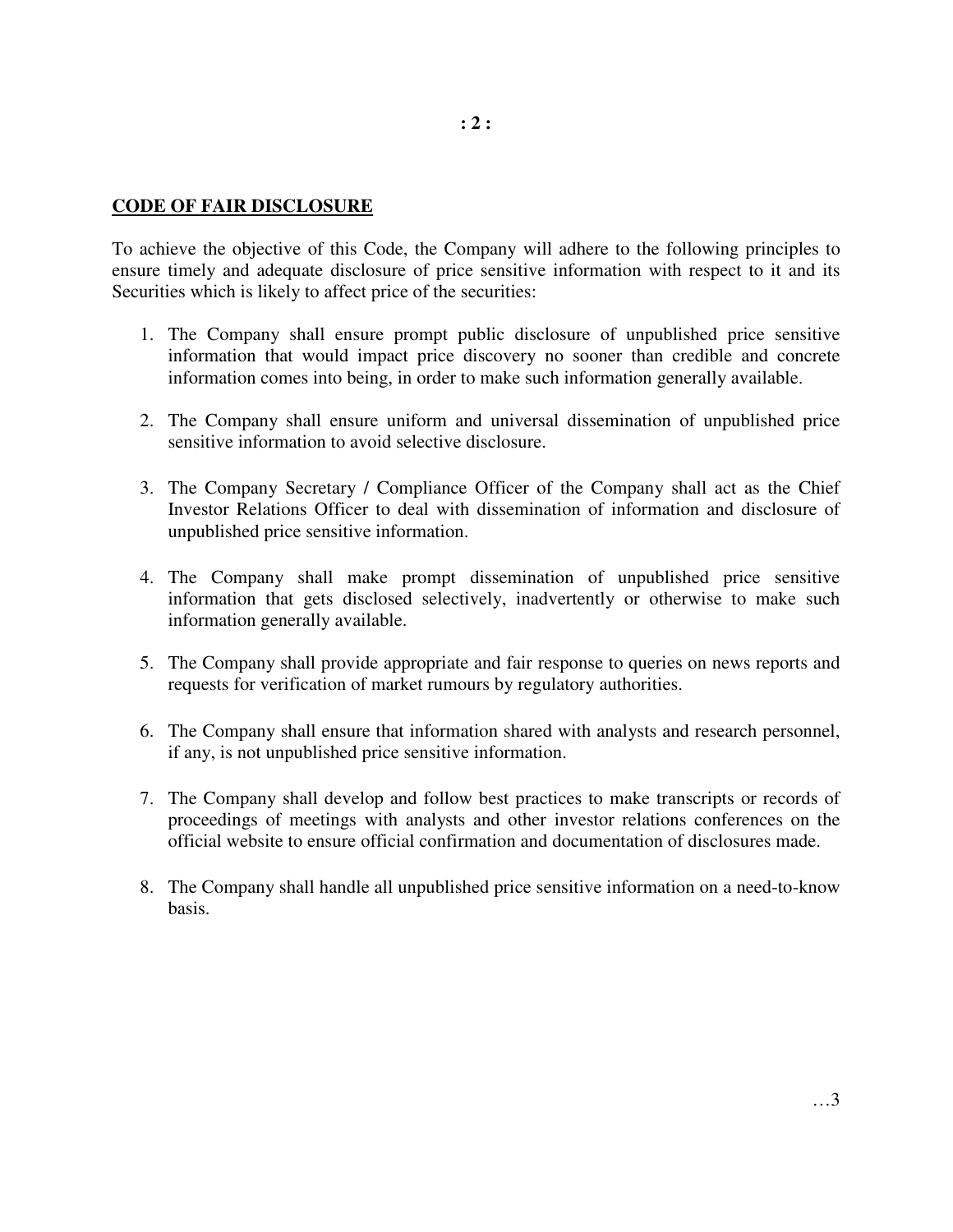## CODE OF FAIR DISCLOSURE

To achieve the objective of this Code, the Company will adhere to the following principles to ensure timely and adequate disclosure of price sensitive information with respect to it and its Securities which is likely to affect price of the securities:

1. The Company shall ensure prompt public disclosure of unpublished price sensitive information that would impact price discovery no sooner than credible and concrete information comes into being, in order to make such information generally available.

2. The Company shall ensure uniform and universal dissemination of unpublished price sensitive information to avoid selective disclosure.

3. The Company Secretary / Compliance Officer of the Company shall act as the Chief Investor Relations Officer to deal with dissemination of information and disclosure of unpublished price sensitive information.

4. The Company shall make prompt dissemination of unpublished price sensitive information that gets disclosed selectively, inadvertently or otherwise to make such information generally available.

5. The Company shall provide appropriate and fair response to queries on news reports and requests for verification of market rumours by regulatory authorities.

6. The Company shall ensure that information shared with analysts and research personnel, if any, is not unpublished price sensitive information.

7. The Company shall develop and follow best practices to make transcripts or records of proceedings of meetings with analysts and other investor relations conferences on the official website to ensure official confirmation and documentation of disclosures made.

8. The Company shall handle all unpublished price sensitive information on a need-to-know basis.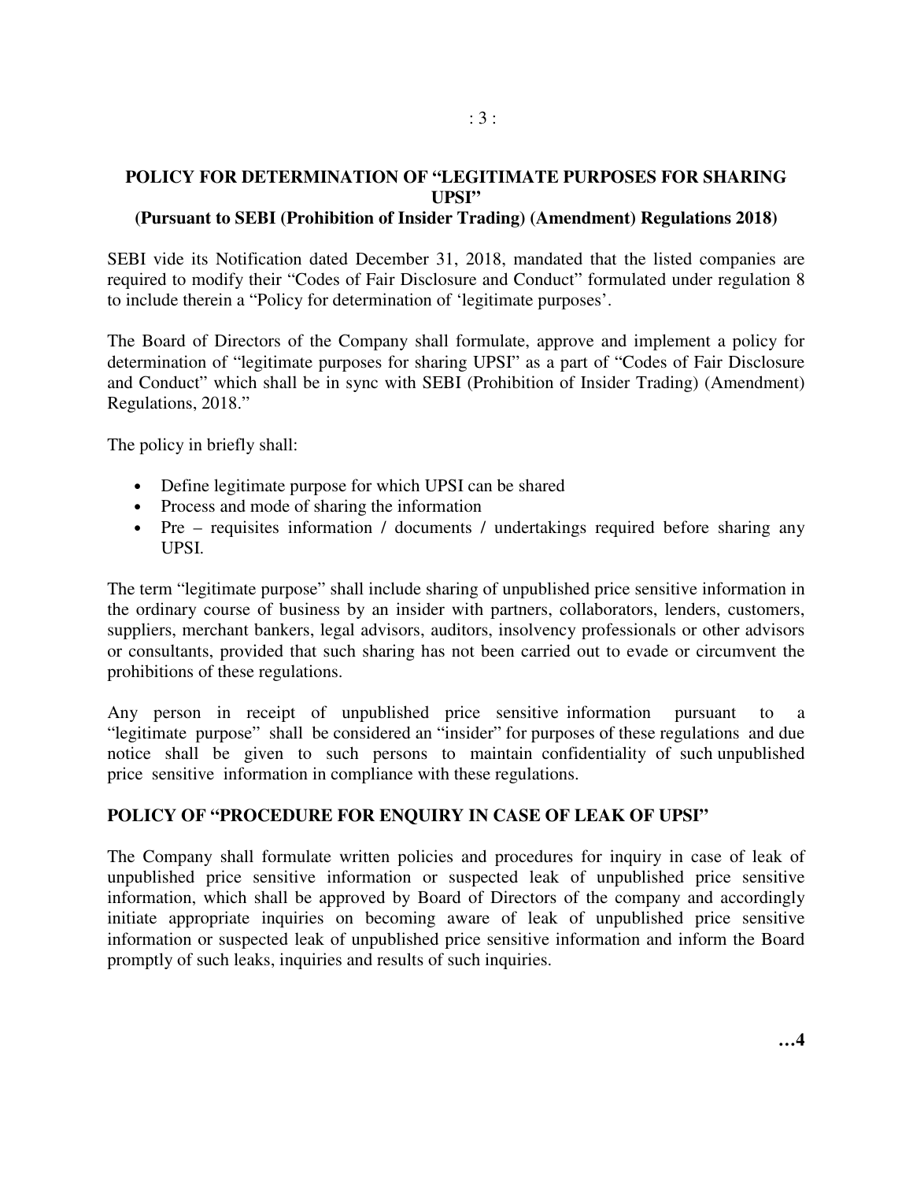## POLICY FOR DETERMINATION OF "LEGITIMATE PURPOSES FOR SHARING UPSI"

**(Pursuant to SEBI (Prohibition of Insider Trading) (Amendment) Regulations 2018)**

SEBI vide its Notification dated December 31, 2018, mandated that the listed companies are required to modify their "Codes of Fair Disclosure and Conduct" formulated under regulation 8 to include therein a "Policy for determination of 'legitimate purposes'.

The Board of Directors of the Company shall formulate, approve and implement a policy for determination of "legitimate purposes for sharing UPSI" as a part of "Codes of Fair Disclosure and Conduct" which shall be in sync with SEBI (Prohibition of Insider Trading) (Amendment) Regulations, 2018."

The policy in briefly shall:

- Define legitimate purpose for which UPSI can be shared
- Process and mode of sharing the information
- Pre – requisites information / documents / undertakings required before sharing any UPSI.

The term "legitimate purpose" shall include sharing of unpublished price sensitive information in the ordinary course of business by an insider with partners, collaborators, lenders, customers, suppliers, merchant bankers, legal advisors, auditors, insolvency professionals or other advisors or consultants, provided that such sharing has not been carried out to evade or circumvent the prohibitions of these regulations.

Any person in receipt of unpublished price sensitive information pursuant to a "legitimate purpose" shall be considered an "insider" for purposes of these regulations and due notice shall be given to such persons to maintain confidentiality of such unpublished price sensitive information in compliance with these regulations.

## POLICY OF "PROCEDURE FOR ENQUIRY IN CASE OF LEAK OF UPSI"

The Company shall formulate written policies and procedures for inquiry in case of leak of unpublished price sensitive information or suspected leak of unpublished price sensitive information, which shall be approved by Board of Directors of the company and accordingly initiate appropriate inquiries on becoming aware of leak of unpublished price sensitive information or suspected leak of unpublished price sensitive information and inform the Board promptly of such leaks, inquiries and results of such inquiries.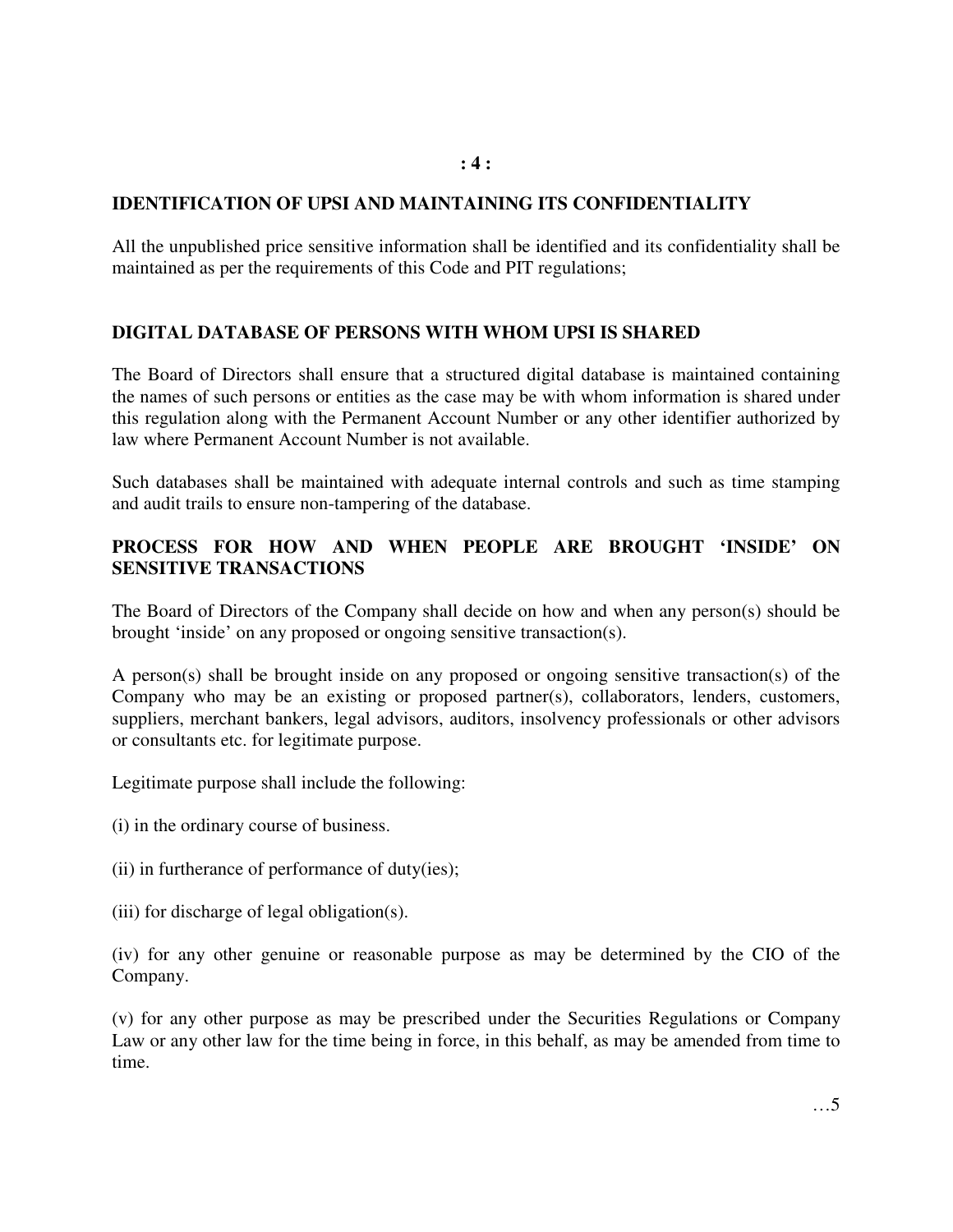## IDENTIFICATION OF UPSI AND MAINTAINING ITS CONFIDENTIALITY

All the unpublished price sensitive information shall be identified and its confidentiality shall be maintained as per the requirements of this Code and PIT regulations;

## DIGITAL DATABASE OF PERSONS WITH WHOM UPSI IS SHARED

The Board of Directors shall ensure that a structured digital database is maintained containing the names of such persons or entities as the case may be with whom information is shared under this regulation along with the Permanent Account Number or any other identifier authorized by law where Permanent Account Number is not available.

Such databases shall be maintained with adequate internal controls and such as time stamping and audit trails to ensure non-tampering of the database.

## PROCESS FOR HOW AND WHEN PEOPLE ARE BROUGHT 'INSIDE' ON SENSITIVE TRANSACTIONS

The Board of Directors of the Company shall decide on how and when any person(s) should be brought 'inside' on any proposed or ongoing sensitive transaction(s).

A person(s) shall be brought inside on any proposed or ongoing sensitive transaction(s) of the Company who may be an existing or proposed partner(s), collaborators, lenders, customers, suppliers, merchant bankers, legal advisors, auditors, insolvency professionals or other advisors or consultants etc. for legitimate purpose.

Legitimate purpose shall include the following:

(i) in the ordinary course of business.

(ii) in furtherance of performance of duty(ies);

(iii) for discharge of legal obligation(s).

(iv) for any other genuine or reasonable purpose as may be determined by the CIO of the Company.

(v) for any other purpose as may be prescribed under the Securities Regulations or Company Law or any other law for the time being in force, in this behalf, as may be amended from time to time.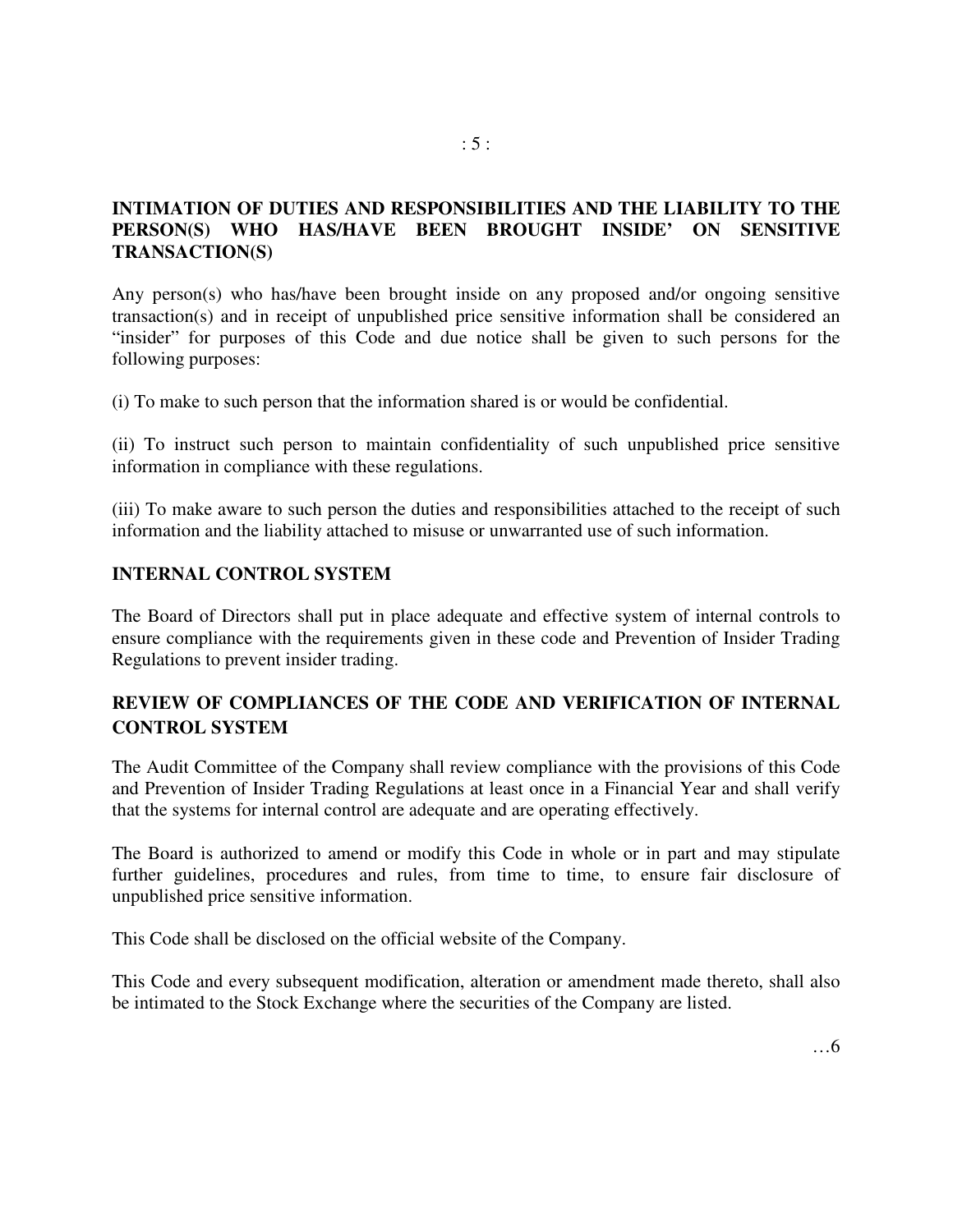## INTIMATION OF DUTIES AND RESPONSIBILITIES AND THE LIABILITY TO THE PERSON(S) WHO HAS/HAVE BEEN BROUGHT INSIDE' ON SENSITIVE TRANSACTION(S)

Any person(s) who has/have been brought inside on any proposed and/or ongoing sensitive transaction(s) and in receipt of unpublished price sensitive information shall be considered an "insider" for purposes of this Code and due notice shall be given to such persons for the following purposes:

(i) To make to such person that the information shared is or would be confidential.

(ii) To instruct such person to maintain confidentiality of such unpublished price sensitive information in compliance with these regulations.

(iii) To make aware to such person the duties and responsibilities attached to the receipt of such information and the liability attached to misuse or unwarranted use of such information.

## INTERNAL CONTROL SYSTEM

The Board of Directors shall put in place adequate and effective system of internal controls to ensure compliance with the requirements given in these code and Prevention of Insider Trading Regulations to prevent insider trading.

## REVIEW OF COMPLIANCES OF THE CODE AND VERIFICATION OF INTERNAL CONTROL SYSTEM

The Audit Committee of the Company shall review compliance with the provisions of this Code and Prevention of Insider Trading Regulations at least once in a Financial Year and shall verify that the systems for internal control are adequate and are operating effectively.

The Board is authorized to amend or modify this Code in whole or in part and may stipulate further guidelines, procedures and rules, from time to time, to ensure fair disclosure of unpublished price sensitive information.

This Code shall be disclosed on the official website of the Company.

This Code and every subsequent modification, alteration or amendment made thereto, shall also be intimated to the Stock Exchange where the securities of the Company are listed.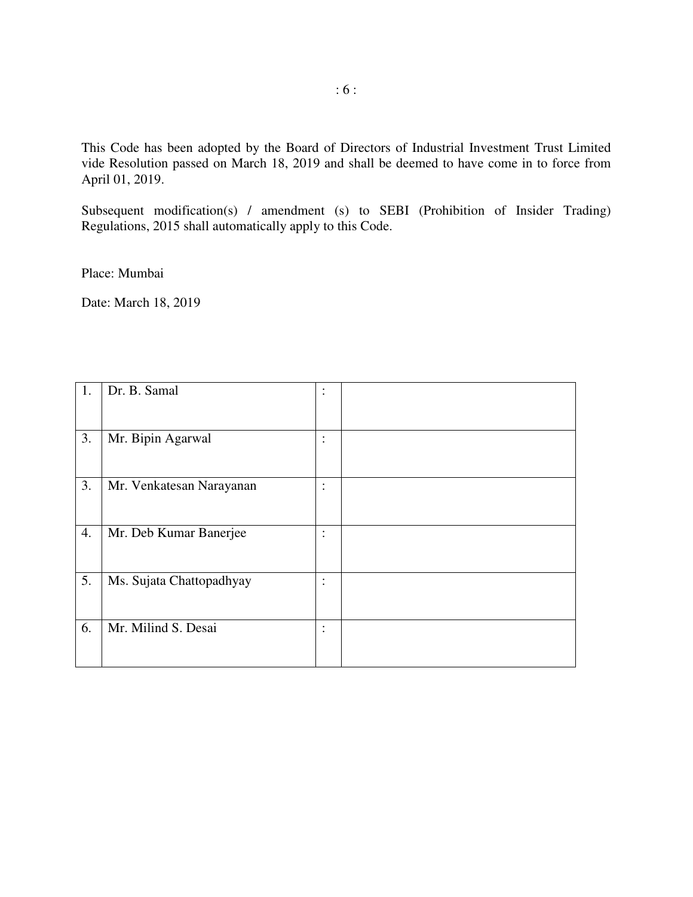This Code has been adopted by the Board of Directors of Industrial Investment Trust Limited vide Resolution passed on March 18, 2019 and shall be deemed to have come in to force from April 01, 2019.

Subsequent modification(s) / amendment (s) to SEBI (Prohibition of Insider Trading) Regulations, 2015 shall automatically apply to this Code.

Place: Mumbai

Date: March 18, 2019

| | | | |
|---|---|---|---|
| 1. | Dr. B. Samal | : | |
| 3. | Mr. Bipin Agarwal | : | |
| 3. | Mr. Venkatesan Narayanan | : | |
| 4. | Mr. Deb Kumar Banerjee | : | |
| 5. | Ms. Sujata Chattopadhyay | : | |
| 6. | Mr. Milind S. Desai | : | |